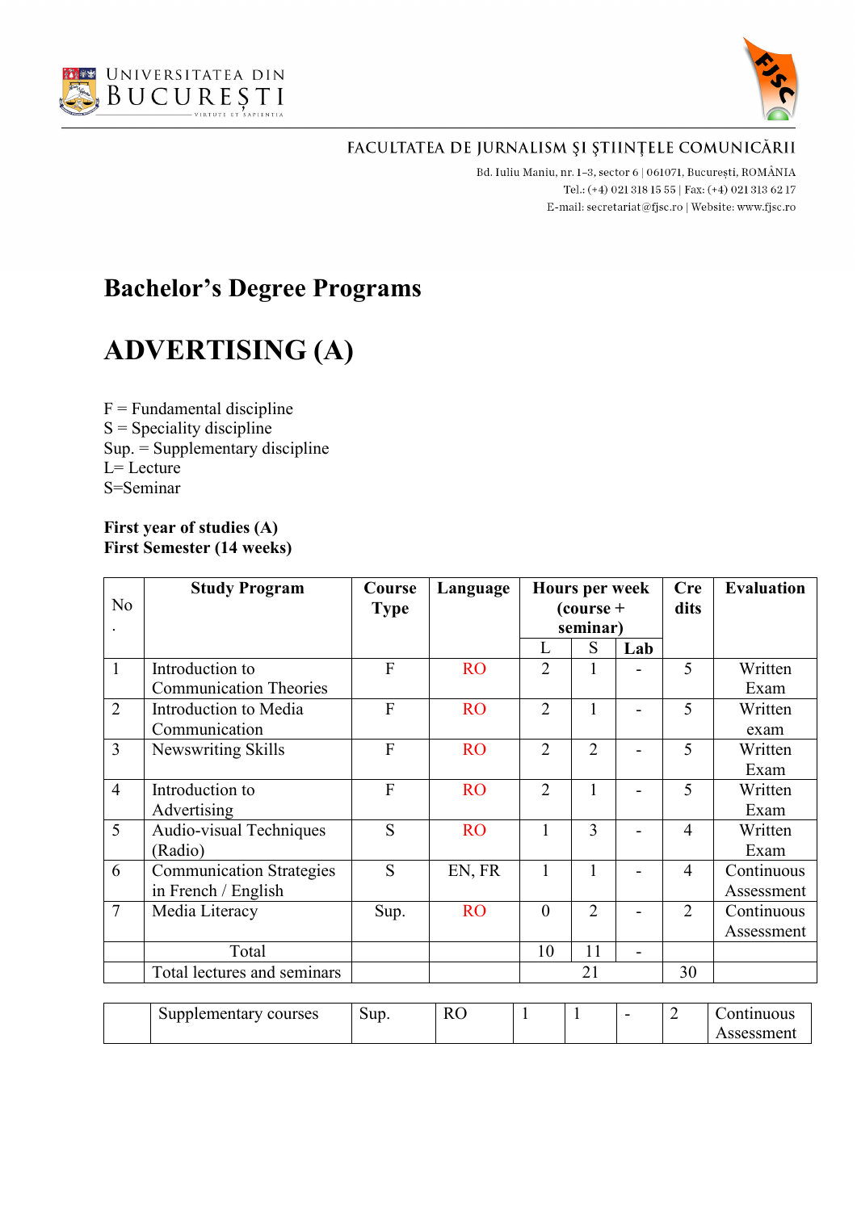UNIVERSITATEA DIN BUCUREȘTI

FACULTATEA DE JURNALISM ȘI ȘTIINȚELE COMUNICĂRII

Bd. Iuliu Maniu, nr. 1-3, sector 6 | 061071, București, ROMÂNIA
Tel.: (+4) 021 318 15 55 | Fax: (+4) 021 313 62 17
E-mail: secretariat@fjsc.ro | Website: www.fjsc.ro

# Bachelor's Degree Programs

# ADVERTISING (A)

F = Fundamental discipline
S = Speciality discipline
Sup. = Supplementary discipline
L= Lecture
S=Seminar

**First year of studies (A)**
**First Semester (14 weeks)**

| No. | Study Program | Course Type | Language | Hours per week (course + seminar) | | | Credits | Evaluation |
|---|---|---|---|---|---|---|---|---|
| | | | | L | S | Lab | | |
| 1 | Introduction to Communication Theories | F | RO | 2 | 1 | - | 5 | Written Exam |
| 2 | Introduction to Media Communication | F | RO | 2 | 1 | - | 5 | Written exam |
| 3 | Newswriting Skills | F | RO | 2 | 2 | - | 5 | Written Exam |
| 4 | Introduction to Advertising | F | RO | 2 | 1 | - | 5 | Written Exam |
| 5 | Audio-visual Techniques (Radio) | S | RO | 1 | 3 | - | 4 | Written Exam |
| 6 | Communication Strategies in French / English | S | EN, FR | 1 | 1 | - | 4 | Continuous Assessment |
| 7 | Media Literacy | Sup. | RO | 0 | 2 | - | 2 | Continuous Assessment |
| | Total | | | 10 | 11 | - | | |
| | Total lectures and seminars | | | 21 | | | 30 | |

| | Supplementary courses | Sup. | RO | 1 | 1 | - | 2 | Continuous Assessment |
|---|---|---|---|---|---|---|---|---|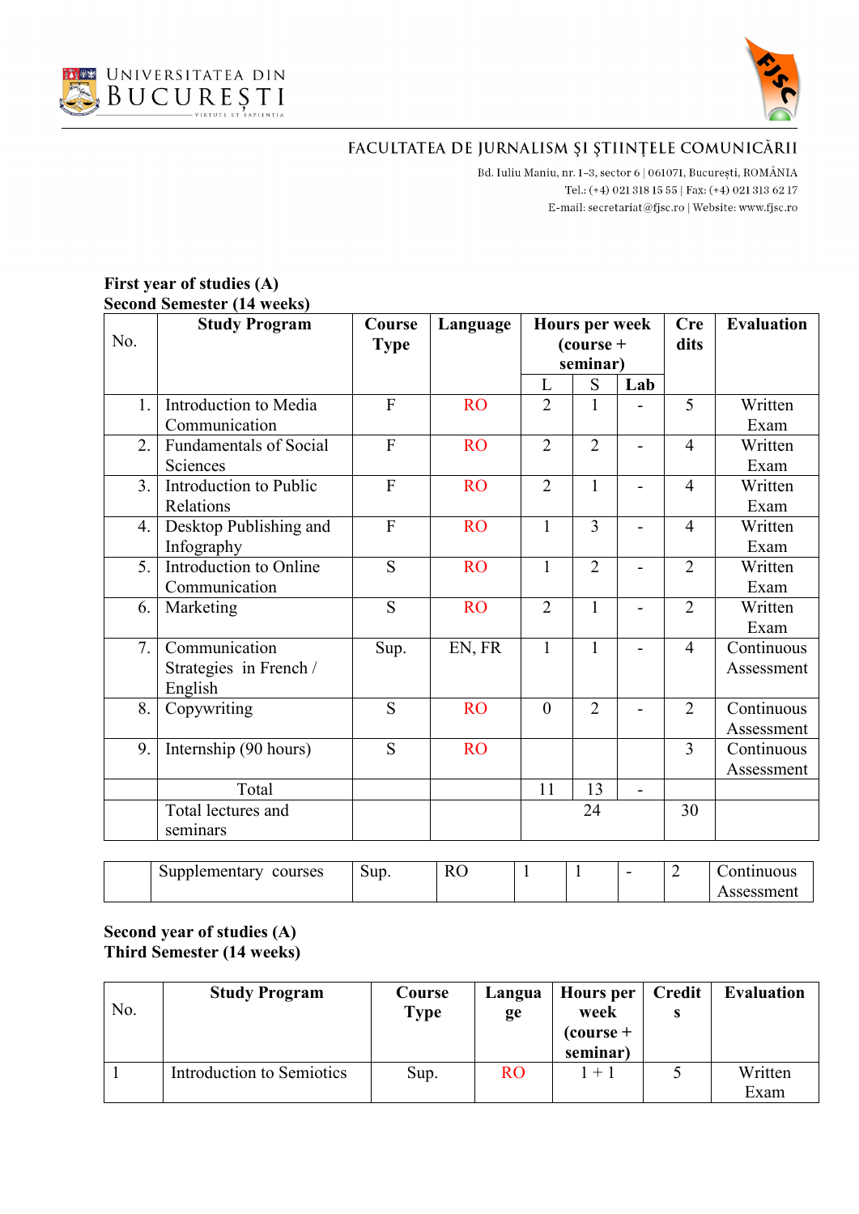UNIVERSITATEA DIN BUCUREȘTI

FACULTATEA DE JURNALISM ȘI ȘTIINȚELE COMUNICĂRII

Bd. Iuliu Maniu, nr. 1-3, sector 6 | 061071, București, ROMÂNIA
Tel.: (+4) 021 318 15 55 | Fax: (+4) 021 313 62 17
E-mail: secretariat@fjsc.ro | Website: www.fjsc.ro

**First year of studies (A)**
**Second Semester (14 weeks)**

| No. | Study Program | Course Type | Language | Hours per week (course + seminar) | | | Credits | Evaluation |
|---|---|---|---|---|---|---|---|---|
| | | | | L | S | Lab | | |
| 1. | Introduction to Media Communication | F | RO | 2 | 1 | - | 5 | Written Exam |
| 2. | Fundamentals of Social Sciences | F | RO | 2 | 2 | - | 4 | Written Exam |
| 3. | Introduction to Public Relations | F | RO | 2 | 1 | - | 4 | Written Exam |
| 4. | Desktop Publishing and Infography | F | RO | 1 | 3 | - | 4 | Written Exam |
| 5. | Introduction to Online Communication | S | RO | 1 | 2 | - | 2 | Written Exam |
| 6. | Marketing | S | RO | 2 | 1 | - | 2 | Written Exam |
| 7. | Communication Strategies in French / English | Sup. | EN, FR | 1 | 1 | - | 4 | Continuous Assessment |
| 8. | Copywriting | S | RO | 0 | 2 | - | 2 | Continuous Assessment |
| 9. | Internship (90 hours) | S | RO | | | | 3 | Continuous Assessment |
| | Total | | | 11 | 13 | - | | |
| | Total lectures and seminars | | | 24 | | | 30 | |

| | Supplementary courses | Sup. | RO | 1 | 1 | - | 2 | Continuous Assessment |
|---|---|---|---|---|---|---|---|---|

**Second year of studies (A)**
**Third Semester (14 weeks)**

| No. | Study Program | Course Type | Language | Hours per week (course + seminar) | Credits | Evaluation |
|---|---|---|---|---|---|---|
| 1 | Introduction to Semiotics | Sup. | RO | 1 + 1 | 5 | Written Exam |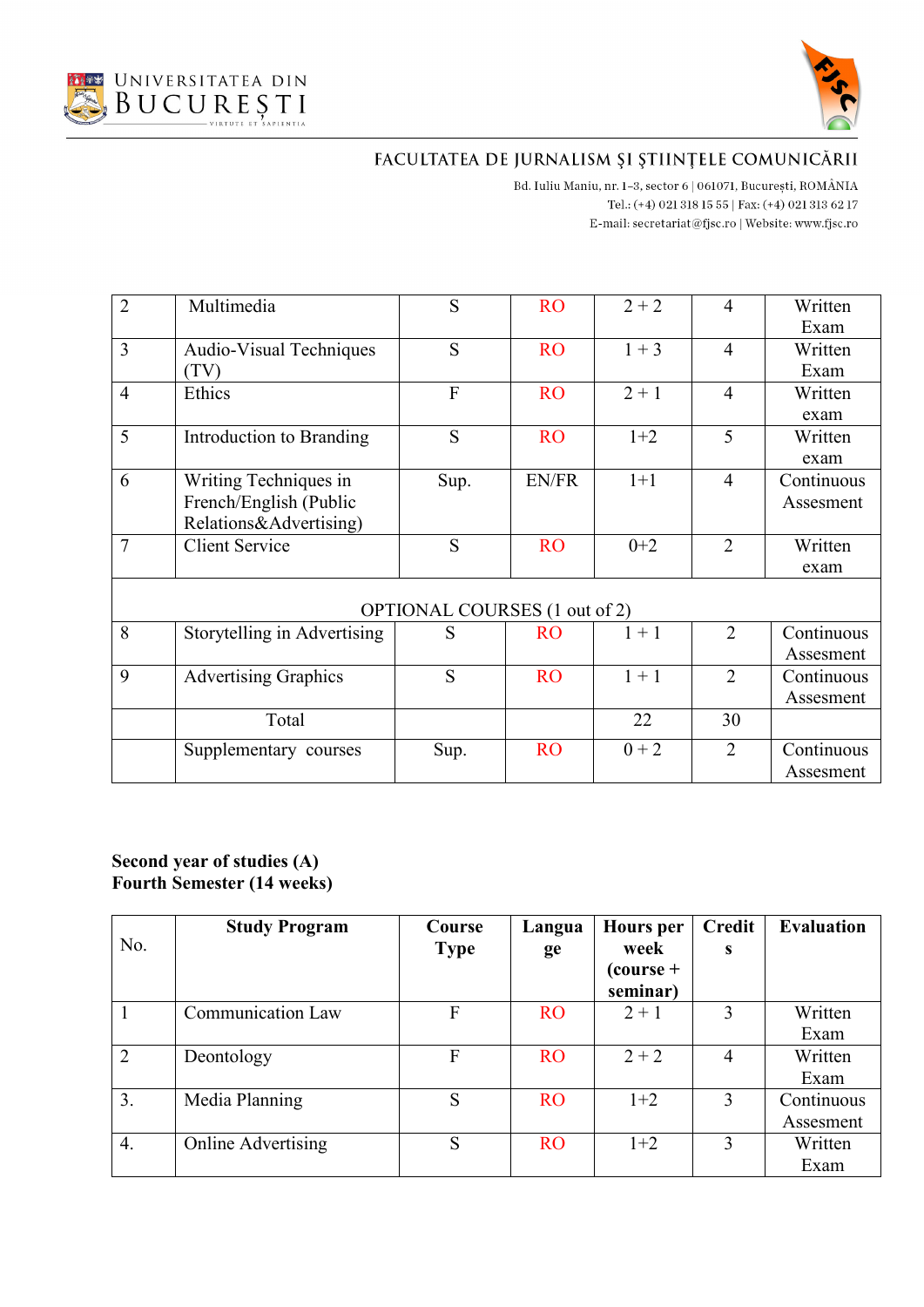| 2 | Multimedia | S | RO | 2 + 2 | 4 | Written Exam |
|---|---|---|---|---|---|---|
| 3 | Audio-Visual Techniques (TV) | S | RO | 1 + 3 | 4 | Written Exam |
| 4 | Ethics | F | RO | 2 + 1 | 4 | Written exam |
| 5 | Introduction to Branding | S | RO | 1+2 | 5 | Written exam |
| 6 | Writing Techniques in French/English (Public Relations&Advertising) | Sup. | EN/FR | 1+1 | 4 | Continuous Assesment |
| 7 | Client Service | S | RO | 0+2 | 2 | Written exam |
| OPTIONAL COURSES (1 out of 2) | | | | | | |
| 8 | Storytelling in Advertising | S | RO | 1 + 1 | 2 | Continuous Assesment |
| 9 | Advertising Graphics | S | RO | 1 + 1 | 2 | Continuous Assesment |
| | Total | | | 22 | 30 | |
| | Supplementary courses | Sup. | RO | 0 + 2 | 2 | Continuous Assesment |

**Second year of studies (A)**
**Fourth Semester (14 weeks)**

| No. | Study Program | Course Type | Language | Hours per week (course + seminar) | Credits | Evaluation |
|---|---|---|---|---|---|---|
| 1 | Communication Law | F | RO | 2 + 1 | 3 | Written Exam |
| 2 | Deontology | F | RO | 2 + 2 | 4 | Written Exam |
| 3. | Media Planning | S | RO | 1+2 | 3 | Continuous Assesment |
| 4. | Online Advertising | S | RO | 1+2 | 3 | Written Exam |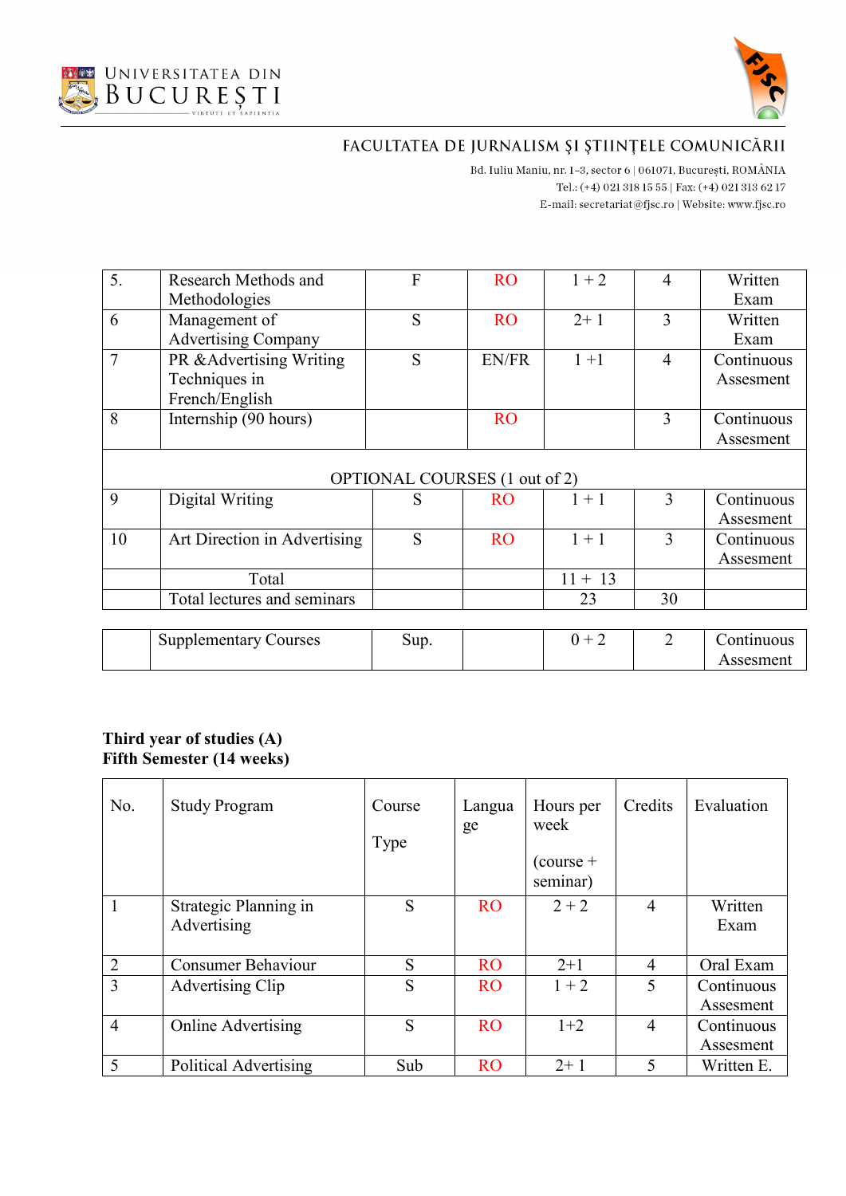| | | | | | | |
|---|---|---|---|---|---|---|
| 5. | Research Methods and Methodologies | F | RO | 1 + 2 | 4 | Written Exam |
| 6 | Management of Advertising Company | S | RO | 2+ 1 | 3 | Written Exam |
| 7 | PR &Advertising Writing Techniques in French/English | S | EN/FR | 1 +1 | 4 | Continuous Assesment |
| 8 | Internship (90 hours) | | RO | | 3 | Continuous Assesment |
| | OPTIONAL COURSES (1 out of 2) | | | | | |
| 9 | Digital Writing | S | RO | 1 + 1 | 3 | Continuous Assesment |
| 10 | Art Direction in Advertising | S | RO | 1 + 1 | 3 | Continuous Assesment |
| | Total | | | 11 + 13 | | |
| | Total lectures and seminars | | | 23 | 30 | |

| | | | | | | |
|---|---|---|---|---|---|---|
| | Supplementary Courses | Sup. | | 0 + 2 | 2 | Continuous Assesment |

**Third year of studies (A)**
**Fifth Semester (14 weeks)**

| No. | Study Program | Course Type | Language | Hours per week (course + seminar) | Credits | Evaluation |
|---|---|---|---|---|---|---|
| 1 | Strategic Planning in Advertising | S | RO | 2 + 2 | 4 | Written Exam |
| 2 | Consumer Behaviour | S | RO | 2+1 | 4 | Oral Exam |
| 3 | Advertising Clip | S | RO | 1 + 2 | 5 | Continuous Assesment |
| 4 | Online Advertising | S | RO | 1+2 | 4 | Continuous Assesment |
| 5 | Political Advertising | Sub | RO | 2+ 1 | 5 | Written E. |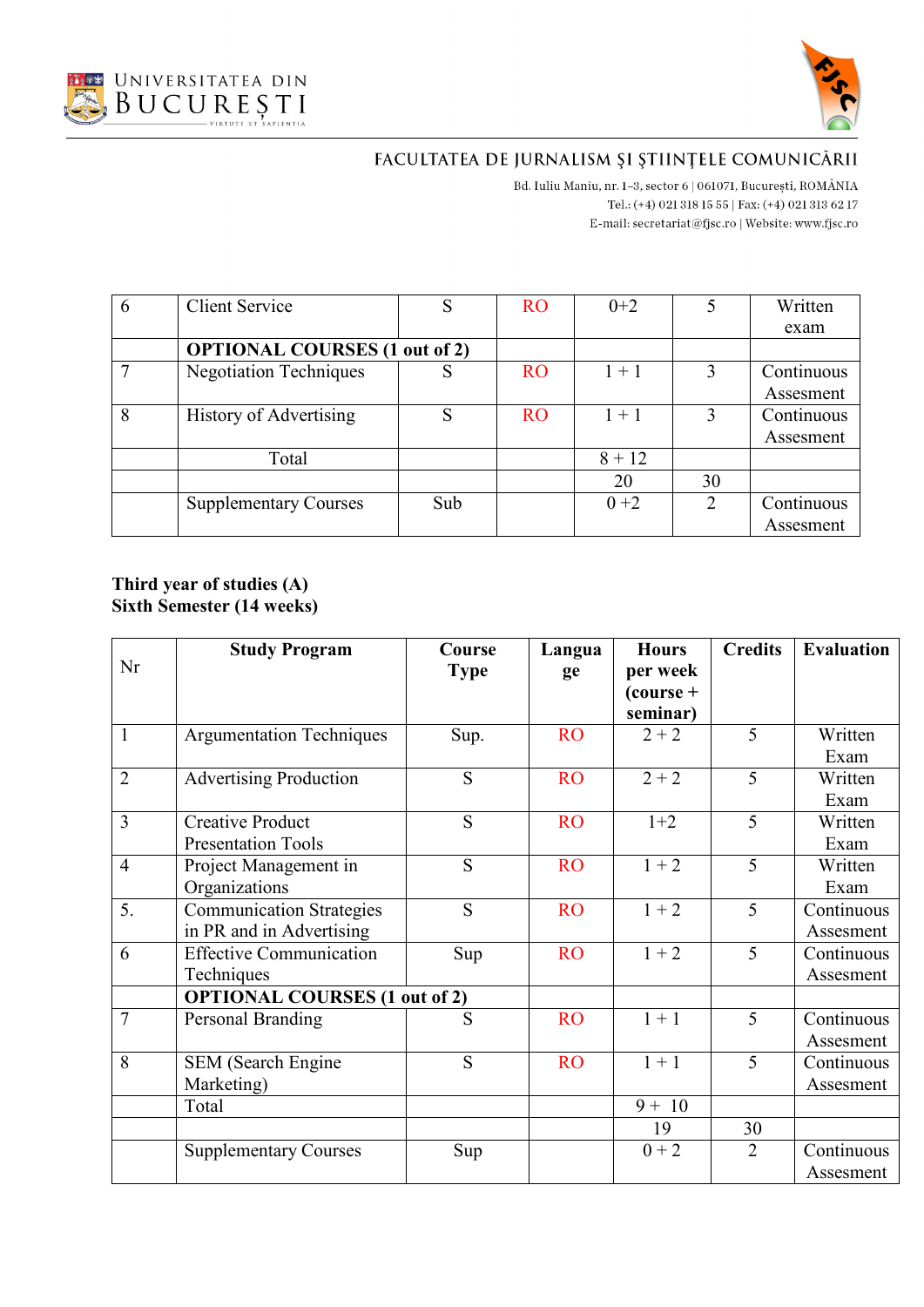| | | | | | | |
|---|---|---|---|---|---|---|
| 6 | Client Service | S | RO | 0+2 | 5 | Written exam |
| | **OPTIONAL COURSES (1 out of 2)** | | | | | |
| 7 | Negotiation Techniques | S | RO | 1 + 1 | 3 | Continuous Assesment |
| 8 | History of Advertising | S | RO | 1 + 1 | 3 | Continuous Assesment |
| | Total | | | 8 + 12 | | |
| | | | | 20 | 30 | |
| | Supplementary Courses | Sub | | 0 +2 | 2 | Continuous Assesment |

**Third year of studies (A)**
**Sixth Semester (14 weeks)**

| Nr | **Study Program** | **Course Type** | **Language** | **Hours per week (course + seminar)** | **Credits** | **Evaluation** |
|---|---|---|---|---|---|---|
| 1 | Argumentation Techniques | Sup. | RO | 2 + 2 | 5 | Written Exam |
| 2 | Advertising Production | S | RO | 2 + 2 | 5 | Written Exam |
| 3 | Creative Product Presentation Tools | S | RO | 1+2 | 5 | Written Exam |
| 4 | Project Management in Organizations | S | RO | 1 + 2 | 5 | Written Exam |
| 5. | Communication Strategies in PR and in Advertising | S | RO | 1 + 2 | 5 | Continuous Assesment |
| 6 | Effective Communication Techniques | Sup | RO | 1 + 2 | 5 | Continuous Assesment |
| | **OPTIONAL COURSES (1 out of 2)** | | | | | |
| 7 | Personal Branding | S | RO | 1 + 1 | 5 | Continuous Assesment |
| 8 | SEM (Search Engine Marketing) | S | RO | 1 + 1 | 5 | Continuous Assesment |
| | Total | | | 9 + 10 | | |
| | | | | 19 | 30 | |
| | Supplementary Courses | Sup | | 0 + 2 | 2 | Continuous Assesment |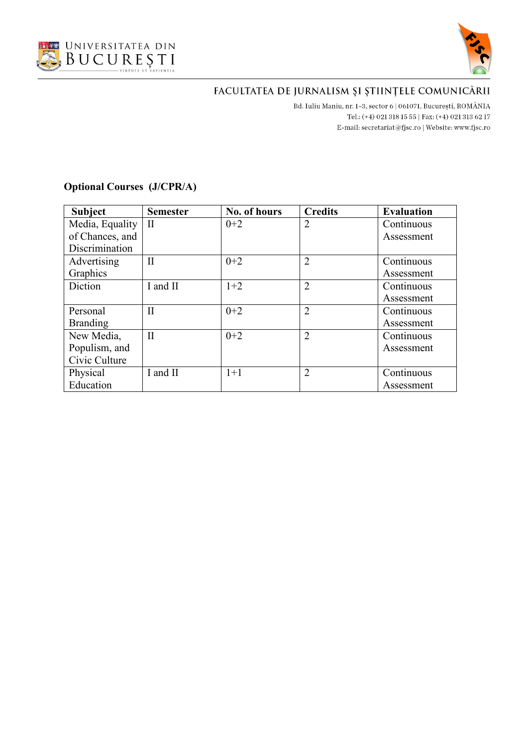**Optional Courses (J/CPR/A)**

| Subject | Semester | No. of hours | Credits | Evaluation |
|---|---|---|---|---|
| Media, Equality of Chances, and Discrimination | II | 0+2 | 2 | Continuous Assessment |
| Advertising Graphics | II | 0+2 | 2 | Continuous Assessment |
| Diction | I and II | 1+2 | 2 | Continuous Assessment |
| Personal Branding | II | 0+2 | 2 | Continuous Assessment |
| New Media, Populism, and Civic Culture | II | 0+2 | 2 | Continuous Assessment |
| Physical Education | I and II | 1+1 | 2 | Continuous Assessment |